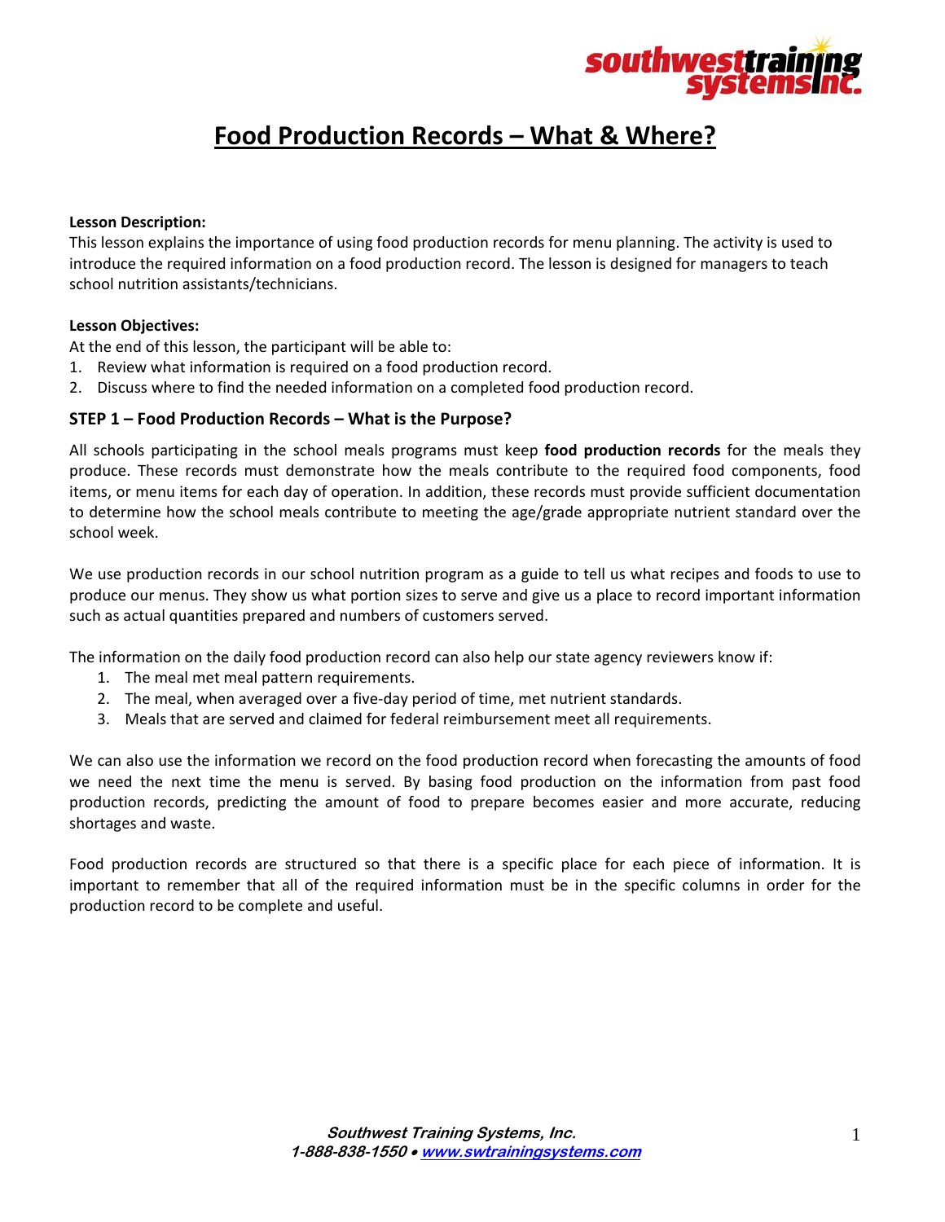# Food Production Records – What & Where?

**Lesson Description:**
This lesson explains the importance of using food production records for menu planning. The activity is used to introduce the required information on a food production record. The lesson is designed for managers to teach school nutrition assistants/technicians.

**Lesson Objectives:**
At the end of this lesson, the participant will be able to:

1. Review what information is required on a food production record.
2. Discuss where to find the needed information on a completed food production record.

### STEP 1 – Food Production Records – What is the Purpose?

All schools participating in the school meals programs must keep **food production records** for the meals they produce. These records must demonstrate how the meals contribute to the required food components, food items, or menu items for each day of operation. In addition, these records must provide sufficient documentation to determine how the school meals contribute to meeting the age/grade appropriate nutrient standard over the school week.

We use production records in our school nutrition program as a guide to tell us what recipes and foods to use to produce our menus. They show us what portion sizes to serve and give us a place to record important information such as actual quantities prepared and numbers of customers served.

The information on the daily food production record can also help our state agency reviewers know if:

1. The meal met meal pattern requirements.
2. The meal, when averaged over a five-day period of time, met nutrient standards.
3. Meals that are served and claimed for federal reimbursement meet all requirements.

We can also use the information we record on the food production record when forecasting the amounts of food we need the next time the menu is served. By basing food production on the information from past food production records, predicting the amount of food to prepare becomes easier and more accurate, reducing shortages and waste.

Food production records are structured so that there is a specific place for each piece of information. It is important to remember that all of the required information must be in the specific columns in order for the production record to be complete and useful.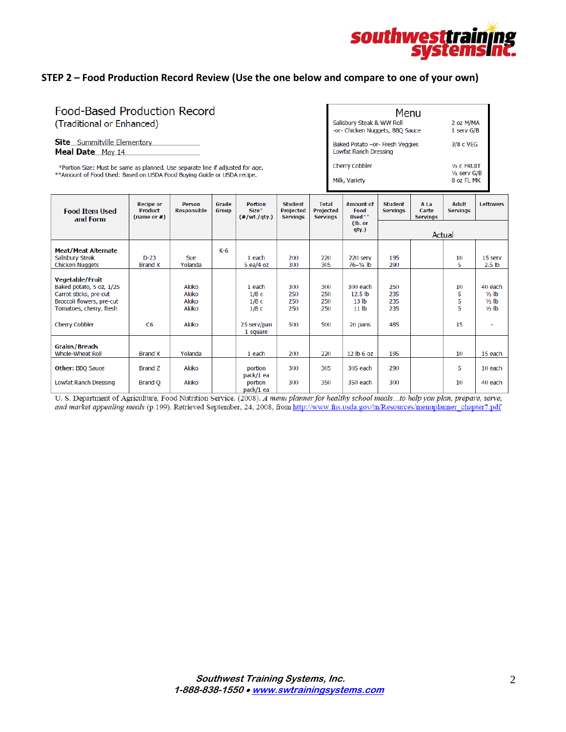## STEP 2 – Food Production Record Review (Use the one below and compare to one of your own)

# Food-Based Production Record

(Traditional or Enhanced)

**Site** Summitville Elementary

**Meal Date** May 14

*Portion Size: Must be same as planned. Use separate line if adjusted for age.
**Amount of Food Used: Based on USDA Food Buying Guide or USDA recipe.

| Menu | |
|---|---|
| Salisbury Steak & WW Roll<br>-or- Chicken Nuggets, BBQ Sauce | 2 oz M/MA<br>1 serv G/B |
| Baked Potato –or- Fresh Veggies<br>Lowfat Ranch Dressing | 3/8 c VEG |
| Cherry Cobbler | ½ c FRUIT<br>½ serv G/B |
| Milk, Variety | 8 oz FL MK |

| Food Item Used and Form | Recipe or Product (name or #) | Person Responsible | Grade Group | Portion Size* (#/wt./qty.) | Student Projected Servings | Total Projected Servings | Amount of Food Used** (lb. or qty.) | Student Servings | A La Carte Servings | Adult Servings | Leftovers |
|---|---|---|---|---|---|---|---|---|---|---|---|
| | | | | | | | | Actual | | | |
| **Meat/Meat Alternate** | | | K-6 | | | | | | | | |
| Salisbury Steak | D-23 | Sue | | 1 each | 200 | 220 | 220 serv | 195 | | 10 | 15 serv |
| Chicken Nuggets | Brand X | Yolanda | | 5 ea/4 oz | 300 | 305 | 76–¼ lb | 290 | | 5 | 2.5 lb |
| **Vegetable/Fruit** | | | | | | | | | | | |
| Baked potato, 5 oz, 1/25 | | Akiko | | 1 each | 300 | 300 | 300 each | 250 | | 10 | 40 each |
| Carrot sticks, pre-cut | | Akiko | | 1/8 c | 250 | 250 | 12.5 lb | 235 | | 5 | ½ lb |
| Broccoli flowers, pre-cut | | Akiko | | 1/8 c | 250 | 250 | 13 lb | 235 | | 5 | ½ lb |
| Tomatoes, cherry, fresh | | Akiko | | 1/8 c | 250 | 250 | 11 lb | 235 | | 5 | ½ lb |
| Cherry Cobbler | C6 | Akiko | | 25 serv/pan 1 square | 500 | 500 | 20 pans | 485 | | 15 | - |
| **Grains/Breads** | | | | | | | | | | | |
| Whole-Wheat Roll | Brand X | Yolanda | | 1 each | 200 | 220 | 12 lb 6 oz | 195 | | 10 | 15 each |
| **Other:** BBQ Sauce | Brand Z | Akiko | | portion pack/1 ea | 300 | 305 | 305 each | 290 | | 5 | 10 each |
| Lowfat Ranch Dressing | Brand Q | Akiko | | portion pack/1 ea | 300 | 350 | 350 each | 300 | | 10 | 40 each |

U. S. Department of Agriculture, Food Nutrition Service. (2008). *A menu planner for healthy school meals…to help you plan, prepare, serve, and market appealing meals* (p.199). Retrieved September, 24, 2008, from http://www.fns.usda.gov/tn/Resources/menuplanner_chapter7.pdf

***Southwest Training Systems, Inc.***
***1-888-838-1550 • www.swtrainingsystems.com***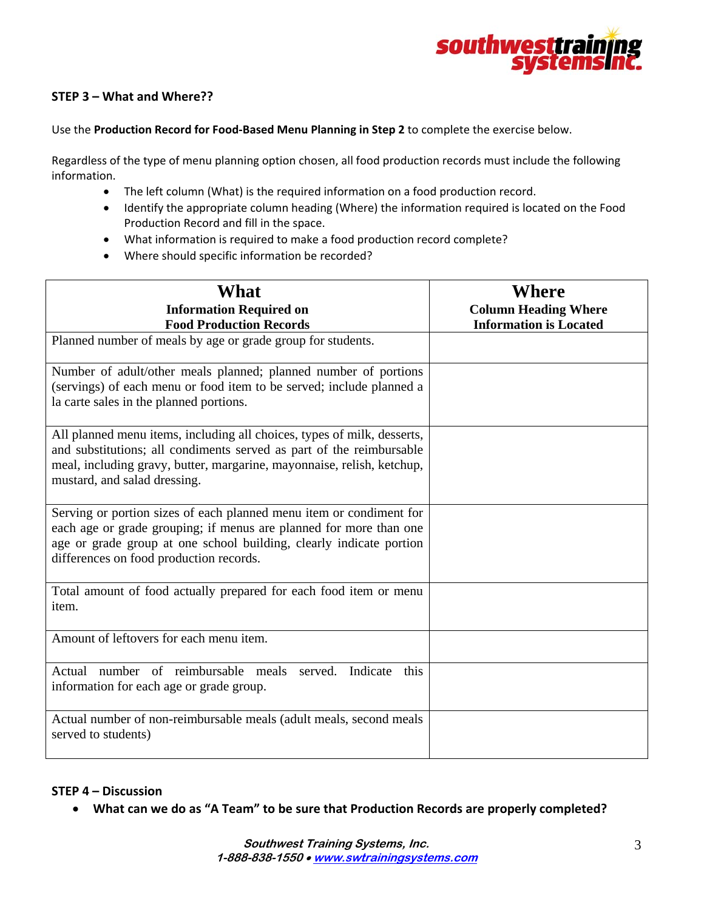### STEP 3 – What and Where??

Use the **Production Record for Food-Based Menu Planning in Step 2** to complete the exercise below.

Regardless of the type of menu planning option chosen, all food production records must include the following information.

- The left column (What) is the required information on a food production record.
- Identify the appropriate column heading (Where) the information required is located on the Food Production Record and fill in the space.
- What information is required to make a food production record complete?
- Where should specific information be recorded?

| **What**<br>**Information Required on Food Production Records** | **Where**<br>**Column Heading Where Information is Located** |
|---|---|
| Planned number of meals by age or grade group for students. | |
| Number of adult/other meals planned; planned number of portions (servings) of each menu or food item to be served; include planned a la carte sales in the planned portions. | |
| All planned menu items, including all choices, types of milk, desserts, and substitutions; all condiments served as part of the reimbursable meal, including gravy, butter, margarine, mayonnaise, relish, ketchup, mustard, and salad dressing. | |
| Serving or portion sizes of each planned menu item or condiment for each age or grade grouping; if menus are planned for more than one age or grade group at one school building, clearly indicate portion differences on food production records. | |
| Total amount of food actually prepared for each food item or menu item. | |
| Amount of leftovers for each menu item. | |
| Actual number of reimbursable meals served. Indicate this information for each age or grade group. | |
| Actual number of non-reimbursable meals (adult meals, second meals served to students) | |

### STEP 4 – Discussion

- **What can we do as "A Team" to be sure that Production Records are properly completed?**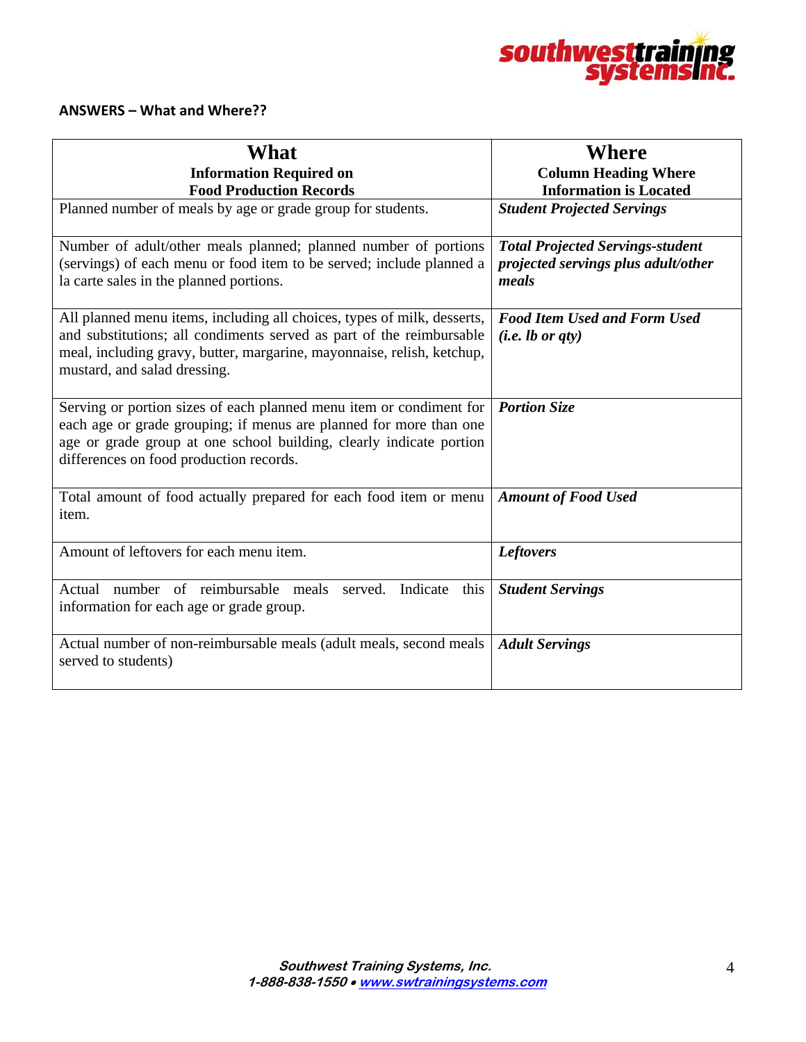**ANSWERS – What and Where??**

| **What**<br>**Information Required on Food Production Records** | **Where**<br>**Column Heading Where Information is Located** |
|---|---|
| Planned number of meals by age or grade group for students. | ***Student Projected Servings*** |
| Number of adult/other meals planned; planned number of portions (servings) of each menu or food item to be served; include planned a la carte sales in the planned portions. | ***Total Projected Servings-student projected servings plus adult/other meals*** |
| All planned menu items, including all choices, types of milk, desserts, and substitutions; all condiments served as part of the reimbursable meal, including gravy, butter, margarine, mayonnaise, relish, ketchup, mustard, and salad dressing. | ***Food Item Used and Form Used (i.e. lb or qty)*** |
| Serving or portion sizes of each planned menu item or condiment for each age or grade grouping; if menus are planned for more than one age or grade group at one school building, clearly indicate portion differences on food production records. | ***Portion Size*** |
| Total amount of food actually prepared for each food item or menu item. | ***Amount of Food Used*** |
| Amount of leftovers for each menu item. | ***Leftovers*** |
| Actual number of reimbursable meals served. Indicate this information for each age or grade group. | ***Student Servings*** |
| Actual number of non-reimbursable meals (adult meals, second meals served to students) | ***Adult Servings*** |